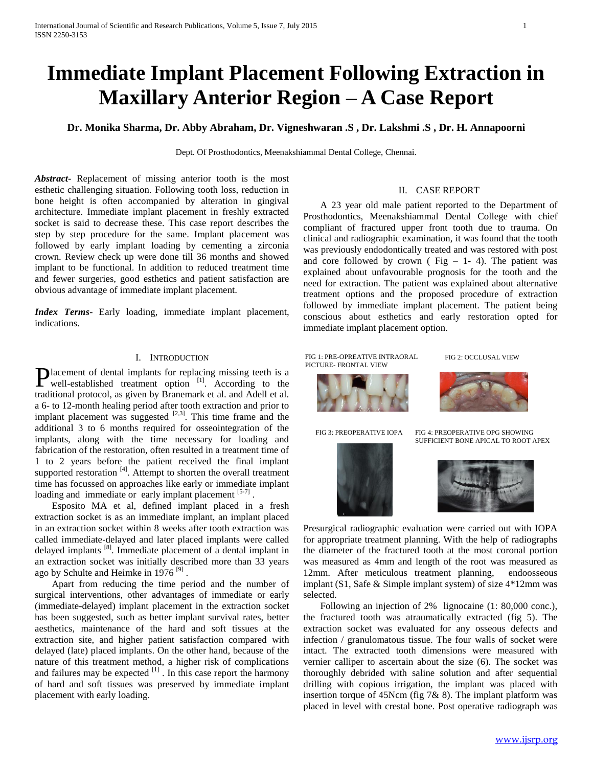# Immediate Implant Placement Following Extraction in Maxillary Anterior Region – A Case Report

**Dr. Monika Sharma, Dr. Abby Abraham, Dr. Vigneshwaran .S , Dr. Lakshmi .S , Dr. H. Annapoorni**

Dept. Of Prosthodontics, Meenakshiammal Dental College, Chennai.

***Abstract***- Replacement of missing anterior tooth is the most esthetic challenging situation. Following tooth loss, reduction in bone height is often accompanied by alteration in gingival architecture. Immediate implant placement in freshly extracted socket is said to decrease these. This case report describes the step by step procedure for the same. Implant placement was followed by early implant loading by cementing a zirconia crown. Review check up were done till 36 months and showed implant to be functional. In addition to reduced treatment time and fewer surgeries, good esthetics and patient satisfaction are obvious advantage of immediate implant placement.

***Index Terms***- Early loading, immediate implant placement, indications.

## I. Introduction

Placement of dental implants for replacing missing teeth is a well-established treatment option [1]. According to the traditional protocol, as given by Branemark et al. and Adell et al. a 6- to 12-month healing period after tooth extraction and prior to implant placement was suggested [2,3]. This time frame and the additional 3 to 6 months required for osseointegration of the implants, along with the time necessary for loading and fabrication of the restoration, often resulted in a treatment time of 1 to 2 years before the patient received the final implant supported restoration [4]. Attempt to shorten the overall treatment time has focussed on approaches like early or immediate implant loading and immediate or early implant placement [5-7] .

Esposito MA et al, defined implant placed in a fresh extraction socket is as an immediate implant, an implant placed in an extraction socket within 8 weeks after tooth extraction was called immediate-delayed and later placed implants were called delayed implants [8]. Immediate placement of a dental implant in an extraction socket was initially described more than 33 years ago by Schulte and Heimke in 1976 [9] .

Apart from reducing the time period and the number of surgical interventions, other advantages of immediate or early (immediate-delayed) implant placement in the extraction socket has been suggested, such as better implant survival rates, better aesthetics, maintenance of the hard and soft tissues at the extraction site, and higher patient satisfaction compared with delayed (late) placed implants. On the other hand, because of the nature of this treatment method, a higher risk of complications and failures may be expected [1] . In this case report the harmony of hard and soft tissues was preserved by immediate implant placement with early loading.

## II. Case Report

A 23 year old male patient reported to the Department of Prosthodontics, Meenakshiammal Dental College with chief compliant of fractured upper front tooth due to trauma. On clinical and radiographic examination, it was found that the tooth was previously endodontically treated and was restored with post and core followed by crown ( Fig – 1- 4). The patient was explained about unfavourable prognosis for the tooth and the need for extraction. The patient was explained about alternative treatment options and the proposed procedure of extraction followed by immediate implant placement. The patient being conscious about esthetics and early restoration opted for immediate implant placement option.

FIG 1: PRE-OPREATIVE INTRAORAL PICTURE- FRONTAL VIEW

FIG 2: OCCLUSAL VIEW

FIG 3: PREOPERATIVE IOPA

FIG 4: PREOPERATIVE OPG SHOWING SUFFICIENT BONE APICAL TO ROOT APEX

Presurgical radiographic evaluation were carried out with IOPA for appropriate treatment planning. With the help of radiographs the diameter of the fractured tooth at the most coronal portion was measured as 4mm and length of the root was measured as 12mm. After meticulous treatment planning, endoosseous implant (S1, Safe & Simple implant system) of size 4*12mm was selected.

Following an injection of 2% lignocaine (1: 80,000 conc.), the fractured tooth was atraumatically extracted (fig 5). The extraction socket was evaluated for any osseous defects and infection / granulomatous tissue. The four walls of socket were intact. The extracted tooth dimensions were measured with vernier calliper to ascertain about the size (6). The socket was thoroughly debrided with saline solution and after sequential drilling with copious irrigation, the implant was placed with insertion torque of 45Ncm (fig 7& 8). The implant platform was placed in level with crestal bone. Post operative radiograph was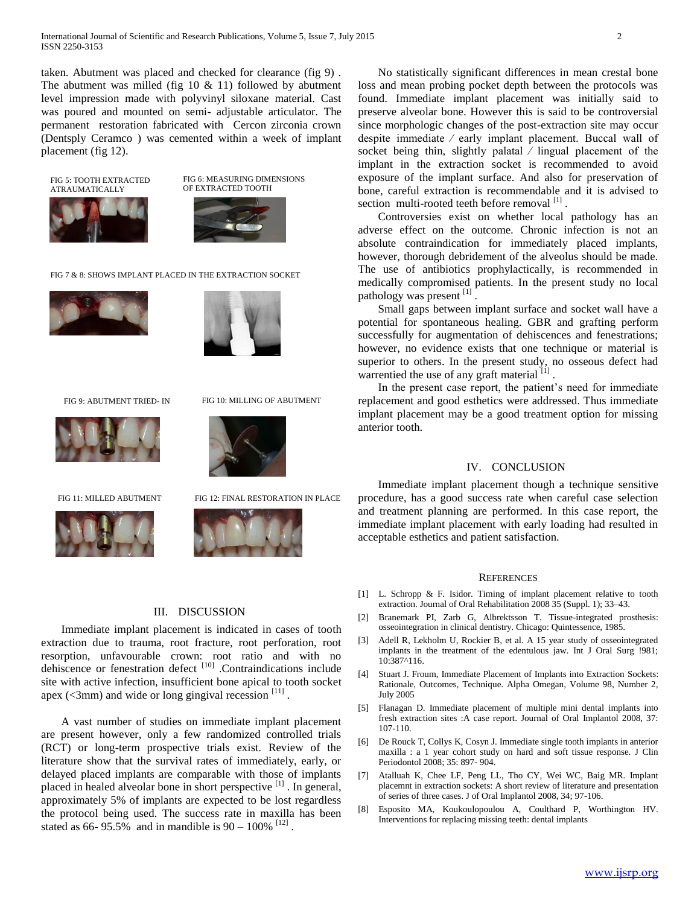taken. Abutment was placed and checked for clearance (fig 9) . The abutment was milled (fig 10 & 11) followed by abutment level impression made with polyvinyl siloxane material. Cast was poured and mounted on semi- adjustable articulator. The permanent restoration fabricated with Cercon zirconia crown (Dentsply Ceramco ) was cemented within a week of implant placement (fig 12).

FIG 5: TOOTH EXTRACTED ATRAUMATICALLY

FIG 6: MEASURING DIMENSIONS OF EXTRACTED TOOTH

FIG 7 & 8: SHOWS IMPLANT PLACED IN THE EXTRACTION SOCKET

FIG 9: ABUTMENT TRIED- IN

FIG 10: MILLING OF ABUTMENT

FIG 11: MILLED ABUTMENT

FIG 12: FINAL RESTORATION IN PLACE

## III. DISCUSSION

Immediate implant placement is indicated in cases of tooth extraction due to trauma, root fracture, root perforation, root resorption, unfavourable crown: root ratio and with no dehiscence or fenestration defect [10] .Contraindications include site with active infection, insufficient bone apical to tooth socket apex (<3mm) and wide or long gingival recession [11] .

A vast number of studies on immediate implant placement are present however, only a few randomized controlled trials (RCT) or long-term prospective trials exist. Review of the literature show that the survival rates of immediately, early, or delayed placed implants are comparable with those of implants placed in healed alveolar bone in short perspective [1] . In general, approximately 5% of implants are expected to be lost regardless the protocol being used. The success rate in maxilla has been stated as 66- 95.5% and in mandible is 90 – 100% [12] .

No statistically significant differences in mean crestal bone loss and mean probing pocket depth between the protocols was found. Immediate implant placement was initially said to preserve alveolar bone. However this is said to be controversial since morphologic changes of the post-extraction site may occur despite immediate ⁄ early implant placement. Buccal wall of socket being thin, slightly palatal ⁄ lingual placement of the implant in the extraction socket is recommended to avoid exposure of the implant surface. And also for preservation of bone, careful extraction is recommendable and it is advised to section multi-rooted teeth before removal [1] .

Controversies exist on whether local pathology has an adverse effect on the outcome. Chronic infection is not an absolute contraindication for immediately placed implants, however, thorough debridement of the alveolus should be made. The use of antibiotics prophylactically, is recommended in medically compromised patients. In the present study no local pathology was present [1] .

Small gaps between implant surface and socket wall have a potential for spontaneous healing. GBR and grafting perform successfully for augmentation of dehiscences and fenestrations; however, no evidence exists that one technique or material is superior to others. In the present study, no osseous defect had warrentied the use of any graft material [1] .

In the present case report, the patient's need for immediate replacement and good esthetics were addressed. Thus immediate implant placement may be a good treatment option for missing anterior tooth.

## IV. CONCLUSION

Immediate implant placement though a technique sensitive procedure, has a good success rate when careful case selection and treatment planning are performed. In this case report, the immediate implant placement with early loading had resulted in acceptable esthetics and patient satisfaction.

## REFERENCES

[1] L. Schropp & F. Isidor. Timing of implant placement relative to tooth extraction. Journal of Oral Rehabilitation 2008 35 (Suppl. 1); 33–43.

[2] Branemark PI, Zarb G, Albrektsson T. Tissue-integrated prosthesis: osseointegration in clinical dentistry. Chicago: Quintessence, 1985.

[3] Adell R, Lekholm U, Rockier B, et al. A 15 year study of osseointegrated implants in the treatment of the edentulous jaw. Int J Oral Surg !981; 10:387^116.

[4] Stuart J. Froum, Immediate Placement of Implants into Extraction Sockets: Rationale, Outcomes, Technique. Alpha Omegan, Volume 98, Number 2, July 2005

[5] Flanagan D. Immediate placement of multiple mini dental implants into fresh extraction sites :A case report. Journal of Oral Implantol 2008, 37: 107-110.

[6] De Rouck T, Collys K, Cosyn J. Immediate single tooth implants in anterior maxilla : a 1 year cohort study on hard and soft tissue response. J Clin Periodontol 2008; 35: 897- 904.

[7] Atalluah K, Chee LF, Peng LL, Tho CY, Wei WC, Baig MR. Implant placemnt in extraction sockets: A short review of literature and presentation of series of three cases. J of Oral Implantol 2008, 34; 97-106.

[8] Esposito MA, Koukoulopoulou A, Coulthard P, Worthington HV. Interventions for replacing missing teeth: dental implants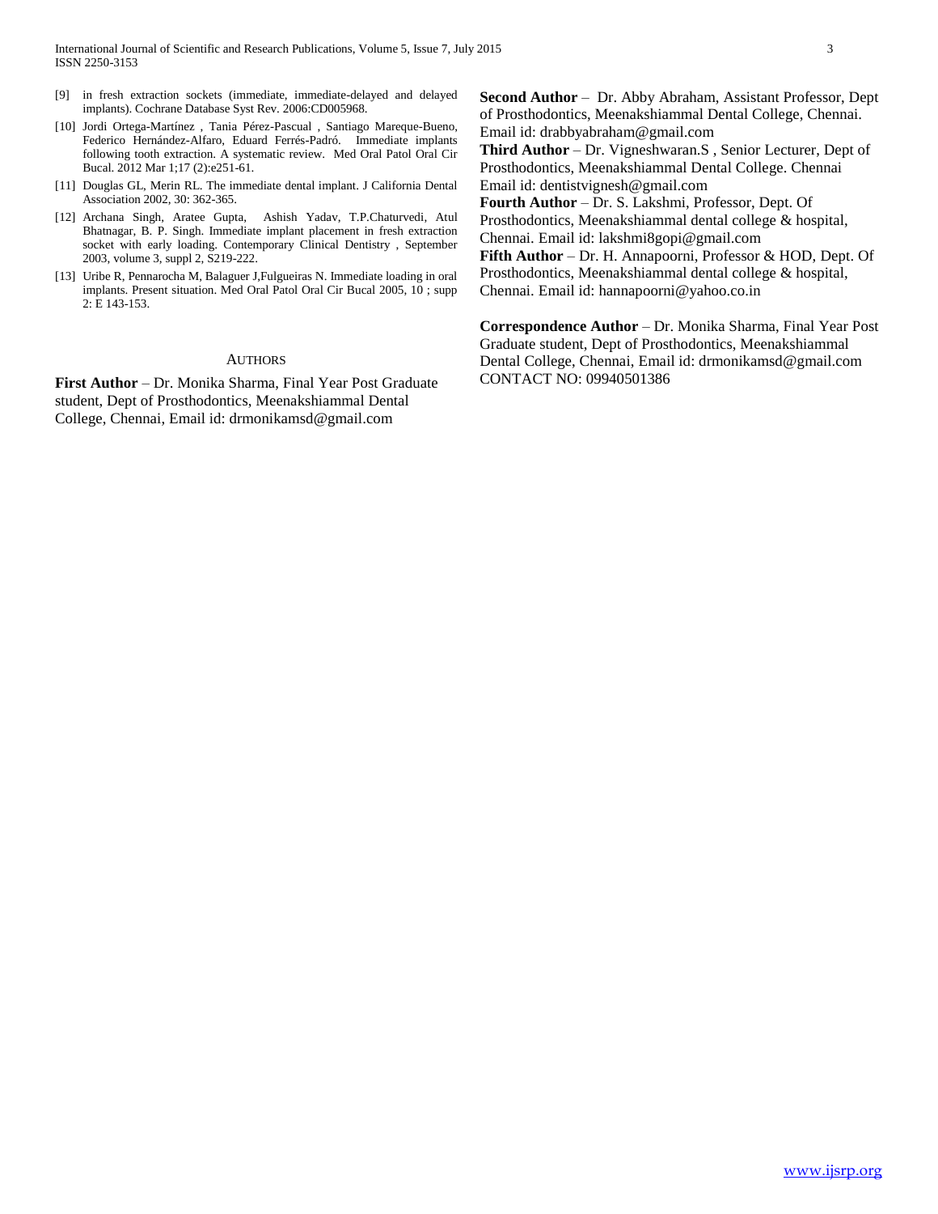[9] in fresh extraction sockets (immediate, immediate-delayed and delayed implants). Cochrane Database Syst Rev. 2006:CD005968.

[10] Jordi Ortega-Martínez , Tania Pérez-Pascual , Santiago Mareque-Bueno, Federico Hernández-Alfaro, Eduard Ferrés-Padró. Immediate implants following tooth extraction. A systematic review. Med Oral Patol Oral Cir Bucal. 2012 Mar 1;17 (2):e251-61.

[11] Douglas GL, Merin RL. The immediate dental implant. J California Dental Association 2002, 30: 362-365.

[12] Archana Singh, Aratee Gupta, Ashish Yadav, T.P.Chaturvedi, Atul Bhatnagar, B. P. Singh. Immediate implant placement in fresh extraction socket with early loading. Contemporary Clinical Dentistry , September 2003, volume 3, suppl 2, S219-222.

[13] Uribe R, Pennarocha M, Balaguer J,Fulgueiras N. Immediate loading in oral implants. Present situation. Med Oral Patol Oral Cir Bucal 2005, 10 ; supp 2: E 143-153.

## AUTHORS

**First Author** – Dr. Monika Sharma, Final Year Post Graduate student, Dept of Prosthodontics, Meenakshiammal Dental College, Chennai, Email id: drmonikamsd@gmail.com

**Second Author** – Dr. Abby Abraham, Assistant Professor, Dept of Prosthodontics, Meenakshiammal Dental College, Chennai. Email id: drabbyabraham@gmail.com

**Third Author** – Dr. Vigneshwaran.S , Senior Lecturer, Dept of Prosthodontics, Meenakshiammal Dental College. Chennai Email id: dentistvignesh@gmail.com

**Fourth Author** – Dr. S. Lakshmi, Professor, Dept. Of Prosthodontics, Meenakshiammal dental college & hospital, Chennai. Email id: lakshmi8gopi@gmail.com

**Fifth Author** – Dr. H. Annapoorni, Professor & HOD, Dept. Of Prosthodontics, Meenakshiammal dental college & hospital, Chennai. Email id: hannapoorni@yahoo.co.in

**Correspondence Author** – Dr. Monika Sharma, Final Year Post Graduate student, Dept of Prosthodontics, Meenakshiammal Dental College, Chennai, Email id: drmonikamsd@gmail.com CONTACT NO: 09940501386